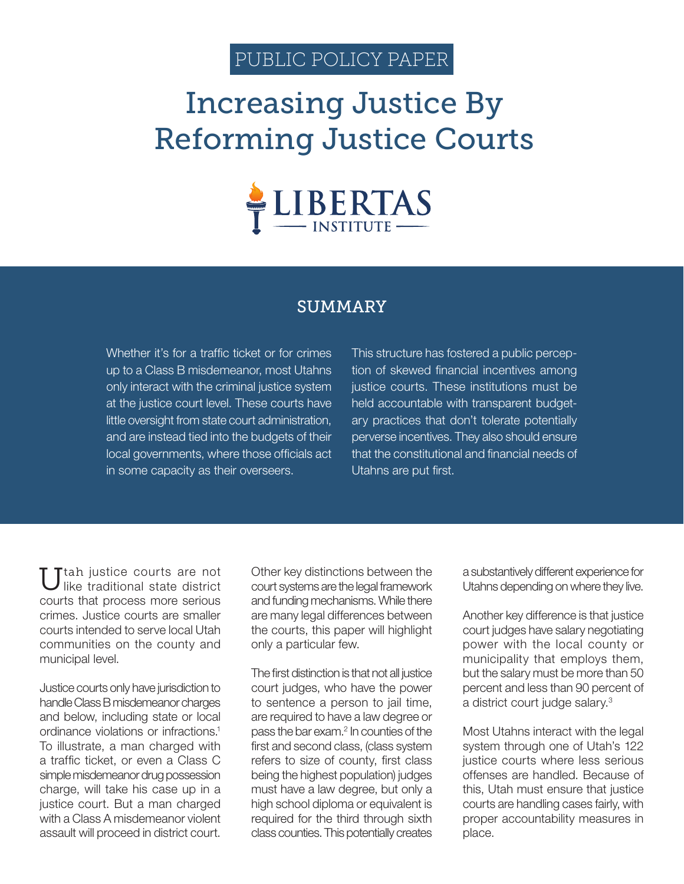PUBLIC POLICY PAPER

# Increasing Justice By Reforming Justice Courts

LIBERTAS INSTITUTE

## SUMMARY

Whether it's for a traffic ticket or for crimes up to a Class B misdemeanor, most Utahns only interact with the criminal justice system at the justice court level. These courts have little oversight from state court administration, and are instead tied into the budgets of their local governments, where those officials act in some capacity as their overseers.

This structure has fostered a public perception of skewed financial incentives among justice courts. These institutions must be held accountable with transparent budgetary practices that don't tolerate potentially perverse incentives. They also should ensure that the constitutional and financial needs of Utahns are put first.

Utah justice courts are not like traditional state district courts that process more serious crimes. Justice courts are smaller courts intended to serve local Utah communities on the county and municipal level.

Justice courts only have jurisdiction to handle Class B misdemeanor charges and below, including state or local ordinance violations or infractions.[1] To illustrate, a man charged with a traffic ticket, or even a Class C simple misdemeanor drug possession charge, will take his case up in a justice court. But a man charged with a Class A misdemeanor violent assault will proceed in district court.

Other key distinctions between the court systems are the legal framework and funding mechanisms. While there are many legal differences between the courts, this paper will highlight only a particular few.

The first distinction is that not all justice court judges, who have the power to sentence a person to jail time, are required to have a law degree or pass the bar exam.[2] In counties of the first and second class, (class system refers to size of county, first class being the highest population) judges must have a law degree, but only a high school diploma or equivalent is required for the third through sixth class counties. This potentially creates a substantively different experience for Utahns depending on where they live.

Another key difference is that justice court judges have salary negotiating power with the local county or municipality that employs them, but the salary must be more than 50 percent and less than 90 percent of a district court judge salary.[3]

Most Utahns interact with the legal system through one of Utah's 122 justice courts where less serious offenses are handled. Because of this, Utah must ensure that justice courts are handling cases fairly, with proper accountability measures in place.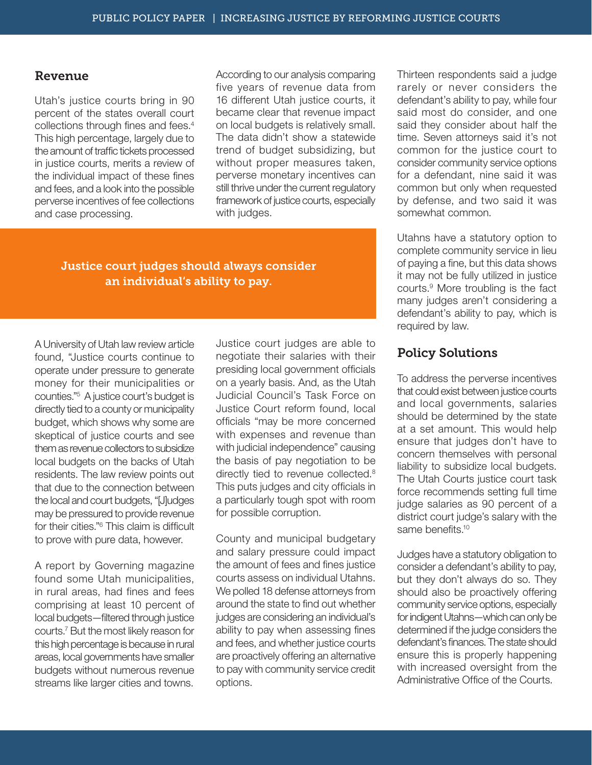## Revenue

Utah's justice courts bring in 90 percent of the states overall court collections through fines and fees.[4] This high percentage, largely due to the amount of traffic tickets processed in justice courts, merits a review of the individual impact of these fines and fees, and a look into the possible perverse incentives of fee collections and case processing.

According to our analysis comparing five years of revenue data from 16 different Utah justice courts, it became clear that revenue impact on local budgets is relatively small. The data didn't show a statewide trend of budget subsidizing, but without proper measures taken, perverse monetary incentives can still thrive under the current regulatory framework of justice courts, especially with judges.

**Justice court judges should always consider an individual's ability to pay.**

A University of Utah law review article found, "Justice courts continue to operate under pressure to generate money for their municipalities or counties."[5] A justice court's budget is directly tied to a county or municipality budget, which shows why some are skeptical of justice courts and see them as revenue collectors to subsidize local budgets on the backs of Utah residents. The law review points out that due to the connection between the local and court budgets, "[J]udges may be pressured to provide revenue for their cities."[6] This claim is difficult to prove with pure data, however.

A report by Governing magazine found some Utah municipalities, in rural areas, had fines and fees comprising at least 10 percent of local budgets—filtered through justice courts.[7] But the most likely reason for this high percentage is because in rural areas, local governments have smaller budgets without numerous revenue streams like larger cities and towns.

Justice court judges are able to negotiate their salaries with their presiding local government officials on a yearly basis. And, as the Utah Judicial Council's Task Force on Justice Court reform found, local officials "may be more concerned with expenses and revenue than with judicial independence" causing the basis of pay negotiation to be directly tied to revenue collected.[8] This puts judges and city officials in a particularly tough spot with room for possible corruption.

County and municipal budgetary and salary pressure could impact the amount of fees and fines justice courts assess on individual Utahns. We polled 18 defense attorneys from around the state to find out whether judges are considering an individual's ability to pay when assessing fines and fees, and whether justice courts are proactively offering an alternative to pay with community service credit options.

Thirteen respondents said a judge rarely or never considers the defendant's ability to pay, while four said most do consider, and one said they consider about half the time. Seven attorneys said it's not common for the justice court to consider community service options for a defendant, nine said it was common but only when requested by defense, and two said it was somewhat common.

Utahns have a statutory option to complete community service in lieu of paying a fine, but this data shows it may not be fully utilized in justice courts.[9] More troubling is the fact many judges aren't considering a defendant's ability to pay, which is required by law.

## Policy Solutions

To address the perverse incentives that could exist between justice courts and local governments, salaries should be determined by the state at a set amount. This would help ensure that judges don't have to concern themselves with personal liability to subsidize local budgets. The Utah Courts justice court task force recommends setting full time judge salaries as 90 percent of a district court judge's salary with the same benefits.[10]

Judges have a statutory obligation to consider a defendant's ability to pay, but they don't always do so. They should also be proactively offering community service options, especially for indigent Utahns—which can only be determined if the judge considers the defendant's finances. The state should ensure this is properly happening with increased oversight from the Administrative Office of the Courts.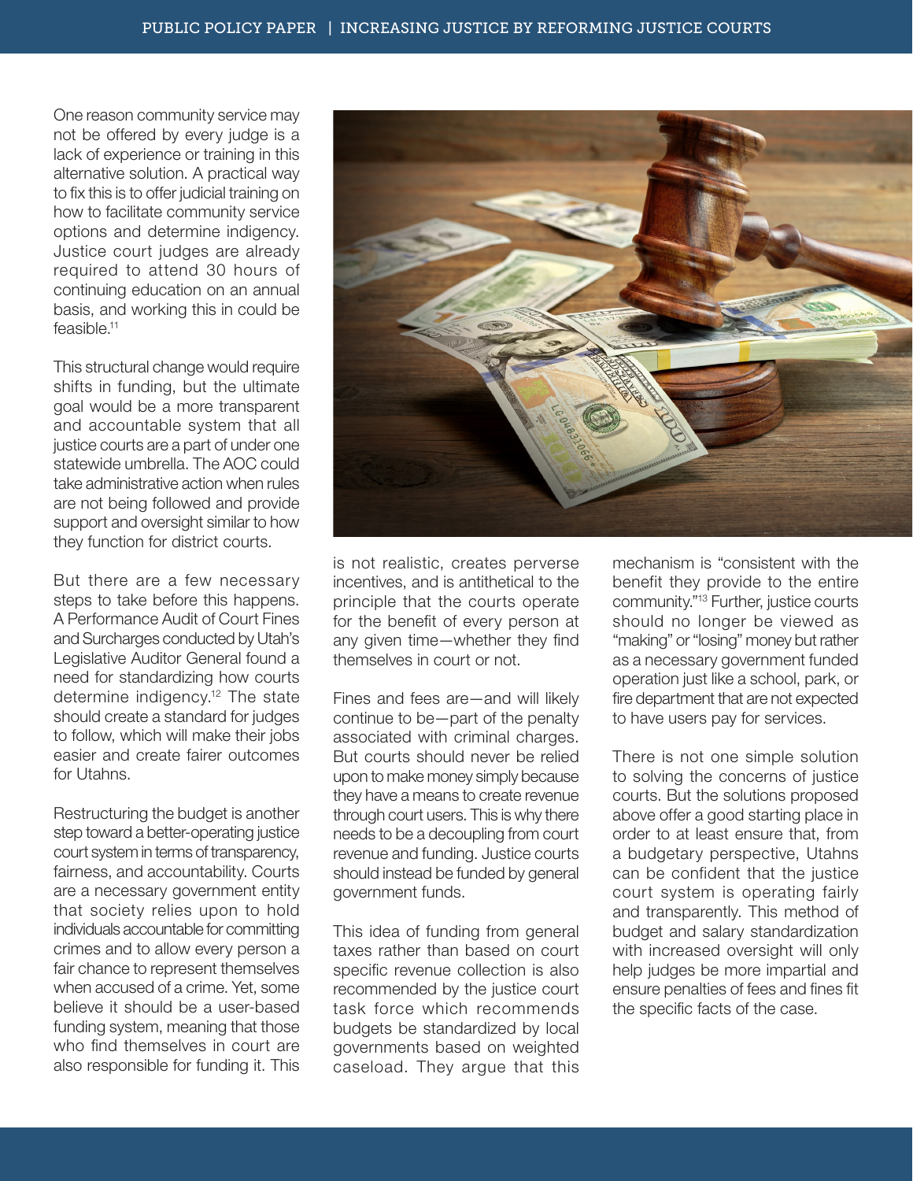One reason community service may not be offered by every judge is a lack of experience or training in this alternative solution. A practical way to fix this is to offer judicial training on how to facilitate community service options and determine indigency. Justice court judges are already required to attend 30 hours of continuing education on an annual basis, and working this in could be feasible.[11]

This structural change would require shifts in funding, but the ultimate goal would be a more transparent and accountable system that all justice courts are a part of under one statewide umbrella. The AOC could take administrative action when rules are not being followed and provide support and oversight similar to how they function for district courts.

But there are a few necessary steps to take before this happens. A Performance Audit of Court Fines and Surcharges conducted by Utah's Legislative Auditor General found a need for standardizing how courts determine indigency.[12] The state should create a standard for judges to follow, which will make their jobs easier and create fairer outcomes for Utahns.

Restructuring the budget is another step toward a better-operating justice court system in terms of transparency, fairness, and accountability. Courts are a necessary government entity that society relies upon to hold individuals accountable for committing crimes and to allow every person a fair chance to represent themselves when accused of a crime. Yet, some believe it should be a user-based funding system, meaning that those who find themselves in court are also responsible for funding it. This is not realistic, creates perverse incentives, and is antithetical to the principle that the courts operate for the benefit of every person at any given time—whether they find themselves in court or not.

Fines and fees are—and will likely continue to be—part of the penalty associated with criminal charges. But courts should never be relied upon to make money simply because they have a means to create revenue through court users. This is why there needs to be a decoupling from court revenue and funding. Justice courts should instead be funded by general government funds.

This idea of funding from general taxes rather than based on court specific revenue collection is also recommended by the justice court task force which recommends budgets be standardized by local governments based on weighted caseload. They argue that this mechanism is "consistent with the benefit they provide to the entire community."[13] Further, justice courts should no longer be viewed as "making" or "losing" money but rather as a necessary government funded operation just like a school, park, or fire department that are not expected to have users pay for services.

There is not one simple solution to solving the concerns of justice courts. But the solutions proposed above offer a good starting place in order to at least ensure that, from a budgetary perspective, Utahns can be confident that the justice court system is operating fairly and transparently. This method of budget and salary standardization with increased oversight will only help judges be more impartial and ensure penalties of fees and fines fit the specific facts of the case.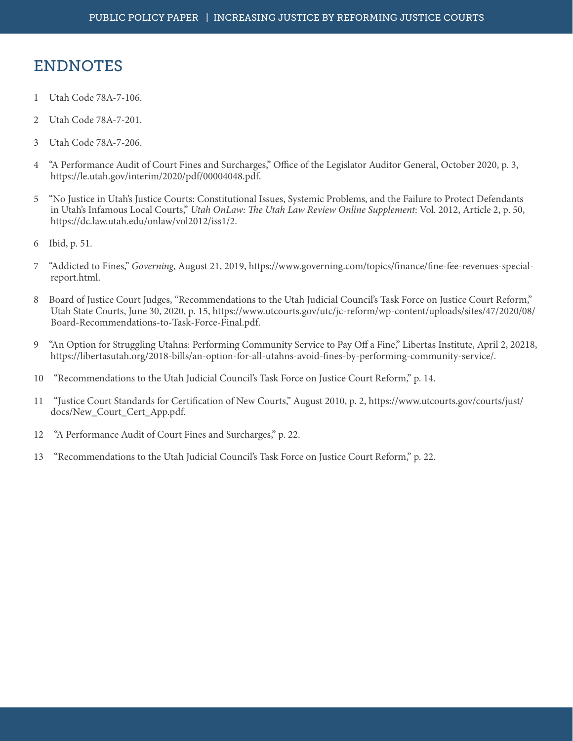## ENDNOTES

1 Utah Code 78A-7-106.

2 Utah Code 78A-7-201.

3 Utah Code 78A-7-206.

4 "A Performance Audit of Court Fines and Surcharges," Office of the Legislator Auditor General, October 2020, p. 3, https://le.utah.gov/interim/2020/pdf/00004048.pdf.

5 "No Justice in Utah's Justice Courts: Constitutional Issues, Systemic Problems, and the Failure to Protect Defendants in Utah's Infamous Local Courts," *Utah OnLaw: The Utah Law Review Online Supplement*: Vol. 2012, Article 2, p. 50, https://dc.law.utah.edu/onlaw/vol2012/iss1/2.

6 Ibid, p. 51.

7 "Addicted to Fines," *Governing*, August 21, 2019, https://www.governing.com/topics/finance/fine-fee-revenues-special-report.html.

8 Board of Justice Court Judges, "Recommendations to the Utah Judicial Council's Task Force on Justice Court Reform," Utah State Courts, June 30, 2020, p. 15, https://www.utcourts.gov/utc/jc-reform/wp-content/uploads/sites/47/2020/08/Board-Recommendations-to-Task-Force-Final.pdf.

9 "An Option for Struggling Utahns: Performing Community Service to Pay Off a Fine," Libertas Institute, April 2, 20218, https://libertasutah.org/2018-bills/an-option-for-all-utahns-avoid-fines-by-performing-community-service/.

10 "Recommendations to the Utah Judicial Council's Task Force on Justice Court Reform," p. 14.

11 "Justice Court Standards for Certification of New Courts," August 2010, p. 2, https://www.utcourts.gov/courts/just/docs/New_Court_Cert_App.pdf.

12 "A Performance Audit of Court Fines and Surcharges," p. 22.

13 "Recommendations to the Utah Judicial Council's Task Force on Justice Court Reform," p. 22.